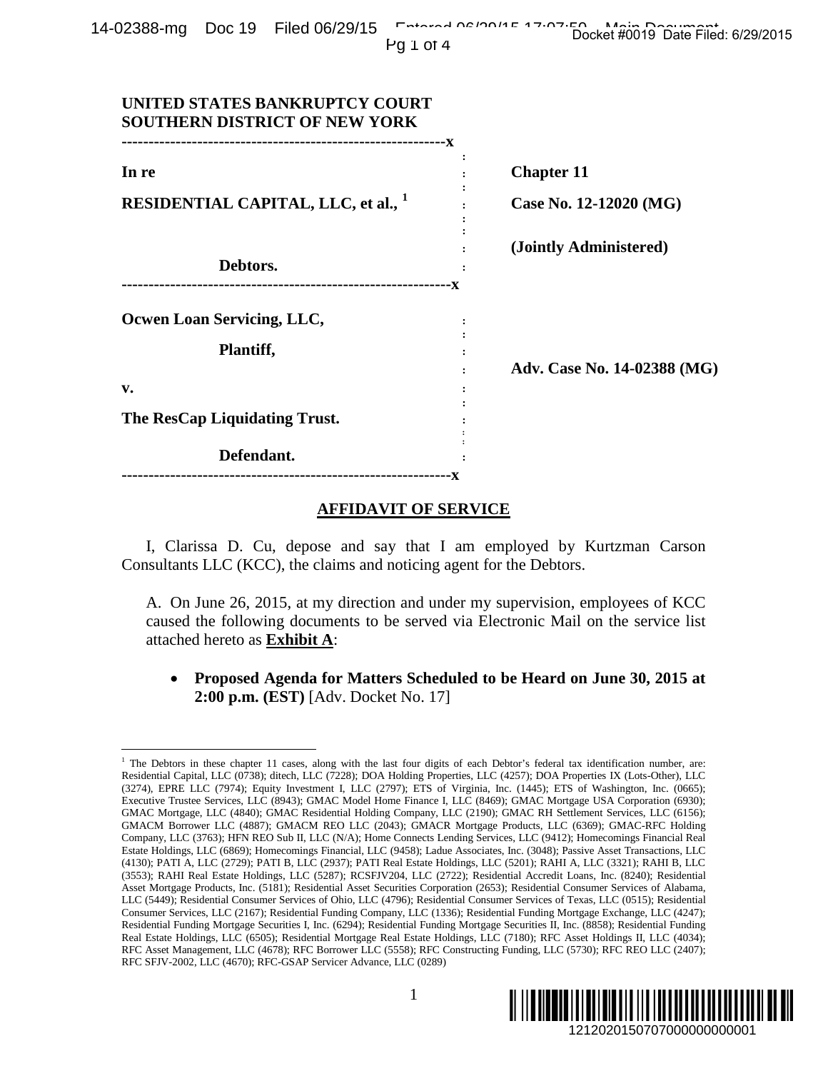**UNITED STATES BANKRUPTCY COURT**
**SOUTHERN DISTRICT OF NEW YORK**

| | |
|---|---|
| **In re** | **Chapter 11** |
| **RESIDENTIAL CAPITAL, LLC, et al.,** [1] | **Case No. 12-12020 (MG)** |
| **Debtors.** | **(Jointly Administered)** |

| | |
|---|---|
| **Ocwen Loan Servicing, LLC,** | |
| **Plantiff,** | **Adv. Case No. 14-02388 (MG)** |
| **v.** | |
| **The ResCap Liquidating Trust.** | |
| **Defendant.** | |

## AFFIDAVIT OF SERVICE

I, Clarissa D. Cu, depose and say that I am employed by Kurtzman Carson Consultants LLC (KCC), the claims and noticing agent for the Debtors.

A. On June 26, 2015, at my direction and under my supervision, employees of KCC caused the following documents to be served via Electronic Mail on the service list attached hereto as **Exhibit A**:

- **Proposed Agenda for Matters Scheduled to be Heard on June 30, 2015 at 2:00 p.m. (EST)** [Adv. Docket No. 17]

[1] The Debtors in these chapter 11 cases, along with the last four digits of each Debtor's federal tax identification number, are: Residential Capital, LLC (0738); ditech, LLC (7228); DOA Holding Properties, LLC (4257); DOA Properties IX (Lots-Other), LLC (3274), EPRE LLC (7974); Equity Investment I, LLC (2797); ETS of Virginia, Inc. (1445); ETS of Washington, Inc. (0665); Executive Trustee Services, LLC (8943); GMAC Model Home Finance I, LLC (8469); GMAC Mortgage USA Corporation (6930); GMAC Mortgage, LLC (4840); GMAC Residential Holding Company, LLC (2190); GMAC RH Settlement Services, LLC (6156); GMACM Borrower LLC (4887); GMACM REO LLC (2043); GMACR Mortgage Products, LLC (6369); GMAC-RFC Holding Company, LLC (3763); HFN REO Sub II, LLC (N/A); Home Connects Lending Services, LLC (9412); Homecomings Financial Real Estate Holdings, LLC (6869); Homecomings Financial, LLC (9458); Ladue Associates, Inc. (3048); Passive Asset Transactions, LLC (4130); PATI A, LLC (2729); PATI B, LLC (2937); PATI Real Estate Holdings, LLC (5201); RAHI A, LLC (3321); RAHI B, LLC (3553); RAHI Real Estate Holdings, LLC (5287); RCSFJV204, LLC (2722); Residential Accredit Loans, Inc. (8240); Residential Asset Mortgage Products, Inc. (5181); Residential Asset Securities Corporation (2653); Residential Consumer Services of Alabama, LLC (5449); Residential Consumer Services of Ohio, LLC (4796); Residential Consumer Services of Texas, LLC (0515); Residential Consumer Services, LLC (2167); Residential Funding Company, LLC (1336); Residential Funding Mortgage Exchange, LLC (4247); Residential Funding Mortgage Securities I, Inc. (6294); Residential Funding Mortgage Securities II, Inc. (8858); Residential Funding Real Estate Holdings, LLC (6505); Residential Mortgage Real Estate Holdings, LLC (7180); RFC Asset Holdings II, LLC (4034); RFC Asset Management, LLC (4678); RFC Borrower LLC (5558); RFC Constructing Funding, LLC (5730); RFC REO LLC (2407); RFC SFJV-2002, LLC (4670); RFC-GSAP Servicer Advance, LLC (0289)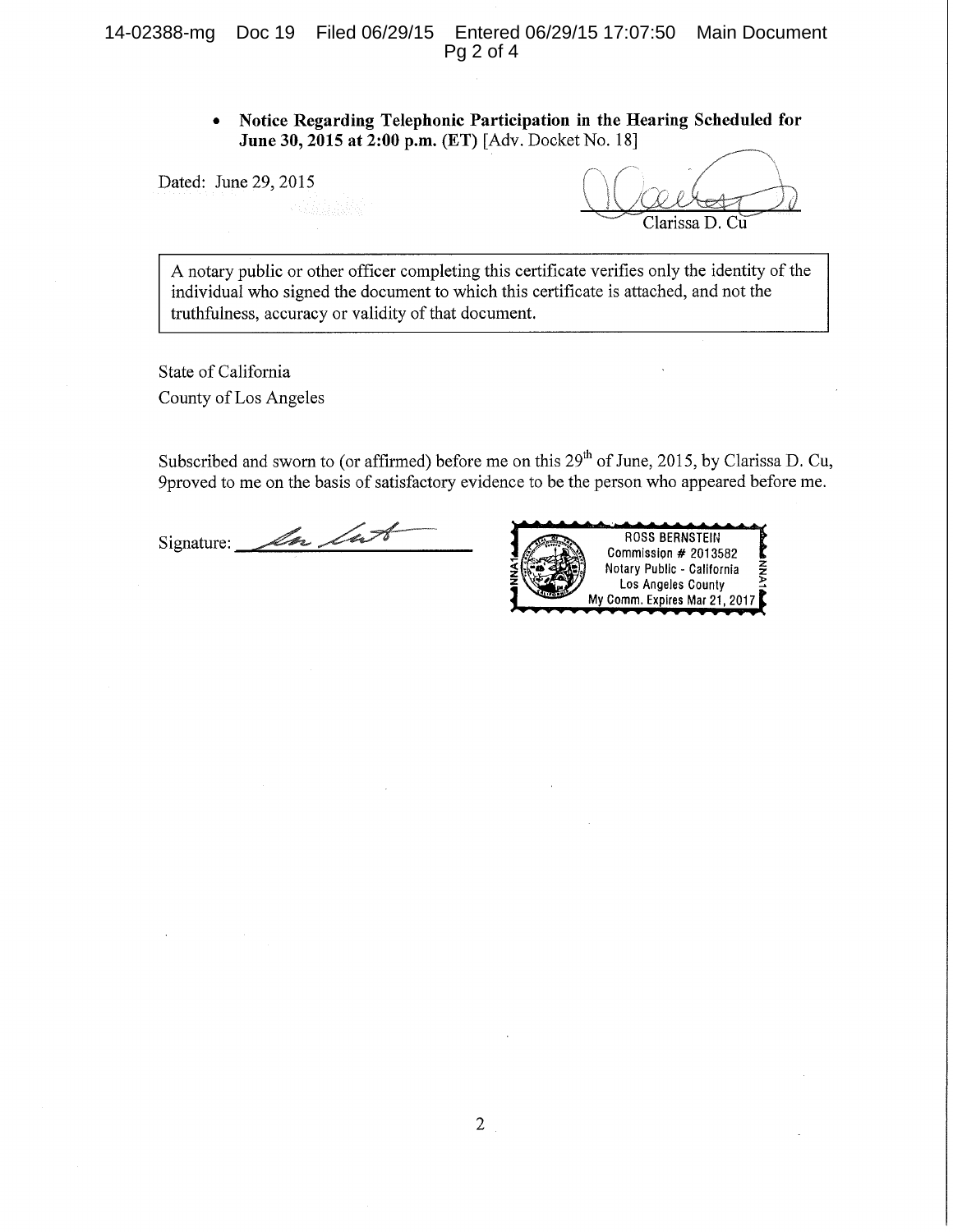- **Notice Regarding Telephonic Participation in the Hearing Scheduled for June 30, 2015 at 2:00 p.m. (ET)** [Adv. Docket No. 18]

Dated: June 29, 2015

Clarissa D. Cu

> A notary public or other officer completing this certificate verifies only the identity of the individual who signed the document to which this certificate is attached, and not the truthfulness, accuracy or validity of that document.

State of California
County of Los Angeles

Subscribed and sworn to (or affirmed) before me on this 29th of June, 2015, by Clarissa D. Cu, 9proved to me on the basis of satisfactory evidence to be the person who appeared before me.

Signature: ____________________

ROSS BERNSTEIN
Commission # 2013582
Notary Public - California
Los Angeles County
My Comm. Expires Mar 21, 2017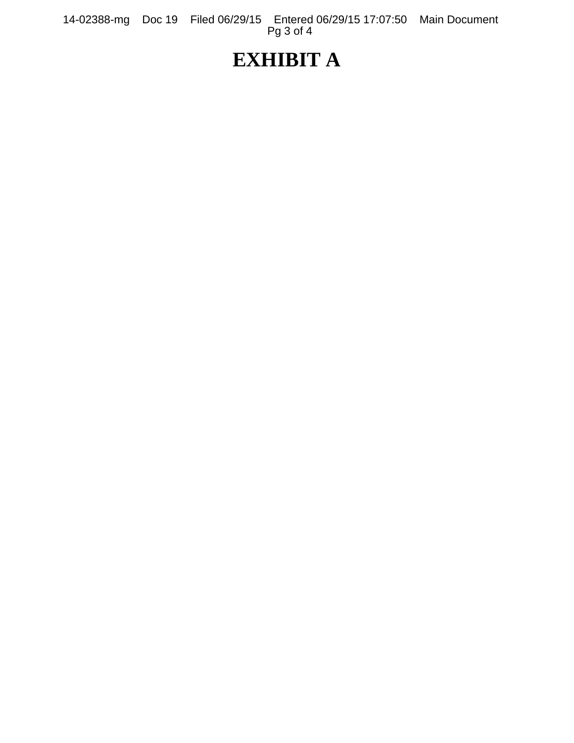# EXHIBIT A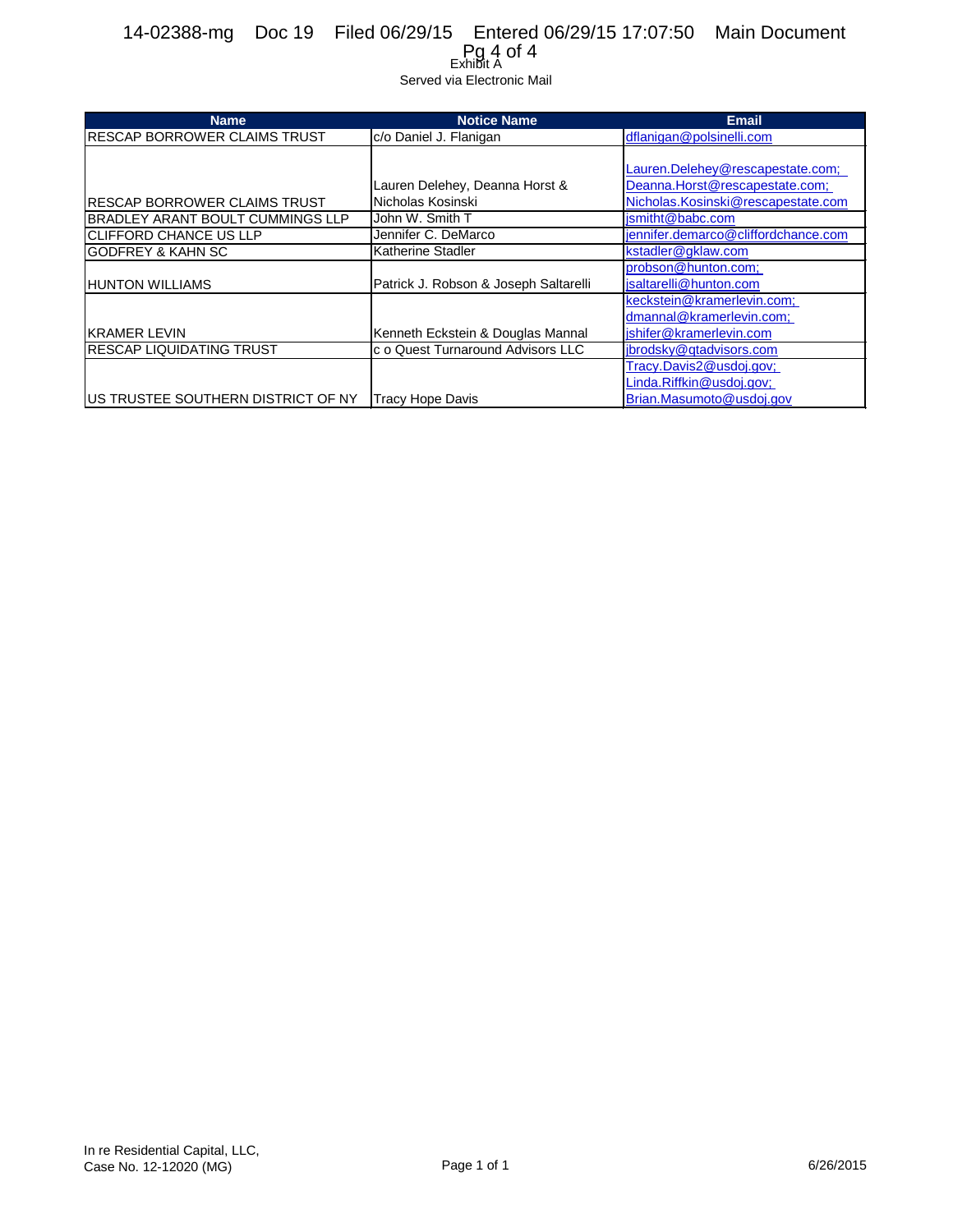Exhibit A

Served via Electronic Mail

| Name | Notice Name | Email |
|---|---|---|
| RESCAP BORROWER CLAIMS TRUST | c/o Daniel J. Flanigan | dflanigan@polsinelli.com |
| RESCAP BORROWER CLAIMS TRUST | Lauren Delehey, Deanna Horst & Nicholas Kosinski | Lauren.Delehey@rescapestate.com; Deanna.Horst@rescapestate.com; Nicholas.Kosinski@rescapestate.com |
| BRADLEY ARANT BOULT CUMMINGS LLP | John W. Smith T | jsmitht@babc.com |
| CLIFFORD CHANCE US LLP | Jennifer C. DeMarco | jennifer.demarco@cliffordchance.com |
| GODFREY & KAHN SC | Katherine Stadler | kstadler@gklaw.com |
| HUNTON WILLIAMS | Patrick J. Robson & Joseph Saltarelli | probson@hunton.com; jsaltarelli@hunton.com |
| KRAMER LEVIN | Kenneth Eckstein & Douglas Mannal | keckstein@kramerlevin.com; dmannal@kramerlevin.com; jshifer@kramerlevin.com |
| RESCAP LIQUIDATING TRUST | c o Quest Turnaround Advisors LLC | jbrodsky@qtadvisors.com |
| US TRUSTEE SOUTHERN DISTRICT OF NY | Tracy Hope Davis | Tracy.Davis2@usdoj.gov; Linda.Riffkin@usdoj.gov; Brian.Masumoto@usdoj.gov |

In re Residential Capital, LLC,
Case No. 12-12020 (MG)

6/26/2015